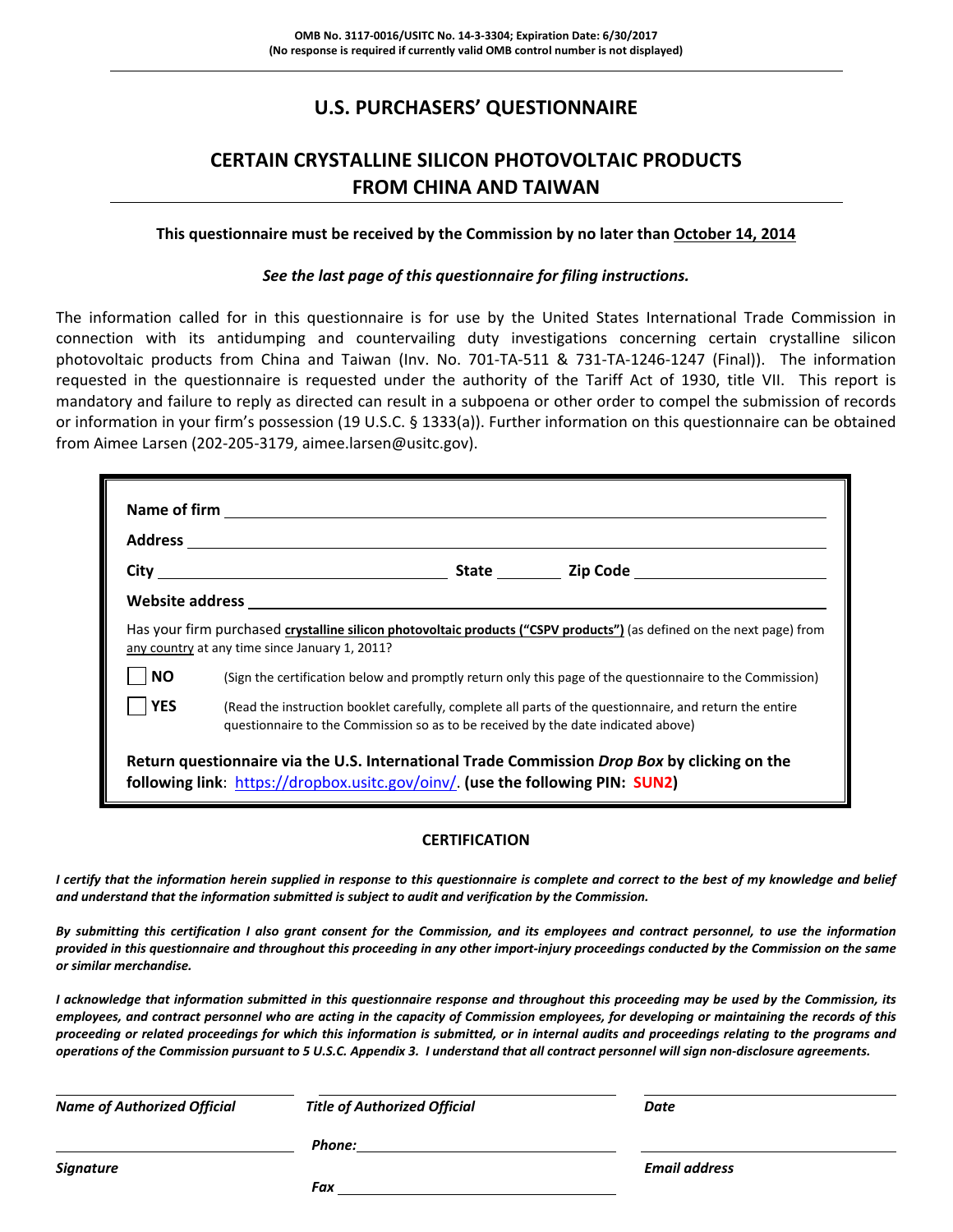OMB No. 3117-0016/USITC No. 14-3-3304; Expiration Date: 6/30/2017
(No response is required if currently valid OMB control number is not displayed)

# U.S. PURCHASERS' QUESTIONNAIRE

## CERTAIN CRYSTALLINE SILICON PHOTOVOLTAIC PRODUCTS FROM CHINA AND TAIWAN

**This questionnaire must be received by the Commission by no later than October 14, 2014**

***See the last page of this questionnaire for filing instructions.***

The information called for in this questionnaire is for use by the United States International Trade Commission in connection with its antidumping and countervailing duty investigations concerning certain crystalline silicon photovoltaic products from China and Taiwan (Inv. No. 701-TA-511 & 731-TA-1246-1247 (Final)). The information requested in the questionnaire is requested under the authority of the Tariff Act of 1930, title VII. This report is mandatory and failure to reply as directed can result in a subpoena or other order to compel the submission of records or information in your firm's possession (19 U.S.C. § 1333(a)). Further information on this questionnaire can be obtained from Aimee Larsen (202-205-3179, aimee.larsen@usitc.gov).

**Name of firm** ______________________________

**Address** ______________________________

**City** ____________________ **State** ________ **Zip Code** ____________________

**Website address** ______________________________

Has your firm purchased **crystalline silicon photovoltaic products ("CSPV products")** (as defined on the next page) from any country at any time since January 1, 2011?

☐ **NO** (Sign the certification below and promptly return only this page of the questionnaire to the Commission)

☐ **YES** (Read the instruction booklet carefully, complete all parts of the questionnaire, and return the entire questionnaire to the Commission so as to be received by the date indicated above)

**Return questionnaire via the U.S. International Trade Commission *Drop Box* by clicking on the following link**: https://dropbox.usitc.gov/oinv/. **(use the following PIN: SUN2)**

### CERTIFICATION

***I certify that the information herein supplied in response to this questionnaire is complete and correct to the best of my knowledge and belief and understand that the information submitted is subject to audit and verification by the Commission.***

***By submitting this certification I also grant consent for the Commission, and its employees and contract personnel, to use the information provided in this questionnaire and throughout this proceeding in any other import-injury proceedings conducted by the Commission on the same or similar merchandise.***

***I acknowledge that information submitted in this questionnaire response and throughout this proceeding may be used by the Commission, its employees, and contract personnel who are acting in the capacity of Commission employees, for developing or maintaining the records of this proceeding or related proceedings for which this information is submitted, or in internal audits and proceedings relating to the programs and operations of the Commission pursuant to 5 U.S.C. Appendix 3. I understand that all contract personnel will sign non-disclosure agreements.***

| ____________________ | ____________________ | ____________________ |
|---|---|---|
| ***Name of Authorized Official*** | ***Title of Authorized Official*** | ***Date*** |
| ____________________ | ***Phone:*** ____________________ | ____________________ |
| ***Signature*** | ***Fax*** ____________________ | ***Email address*** |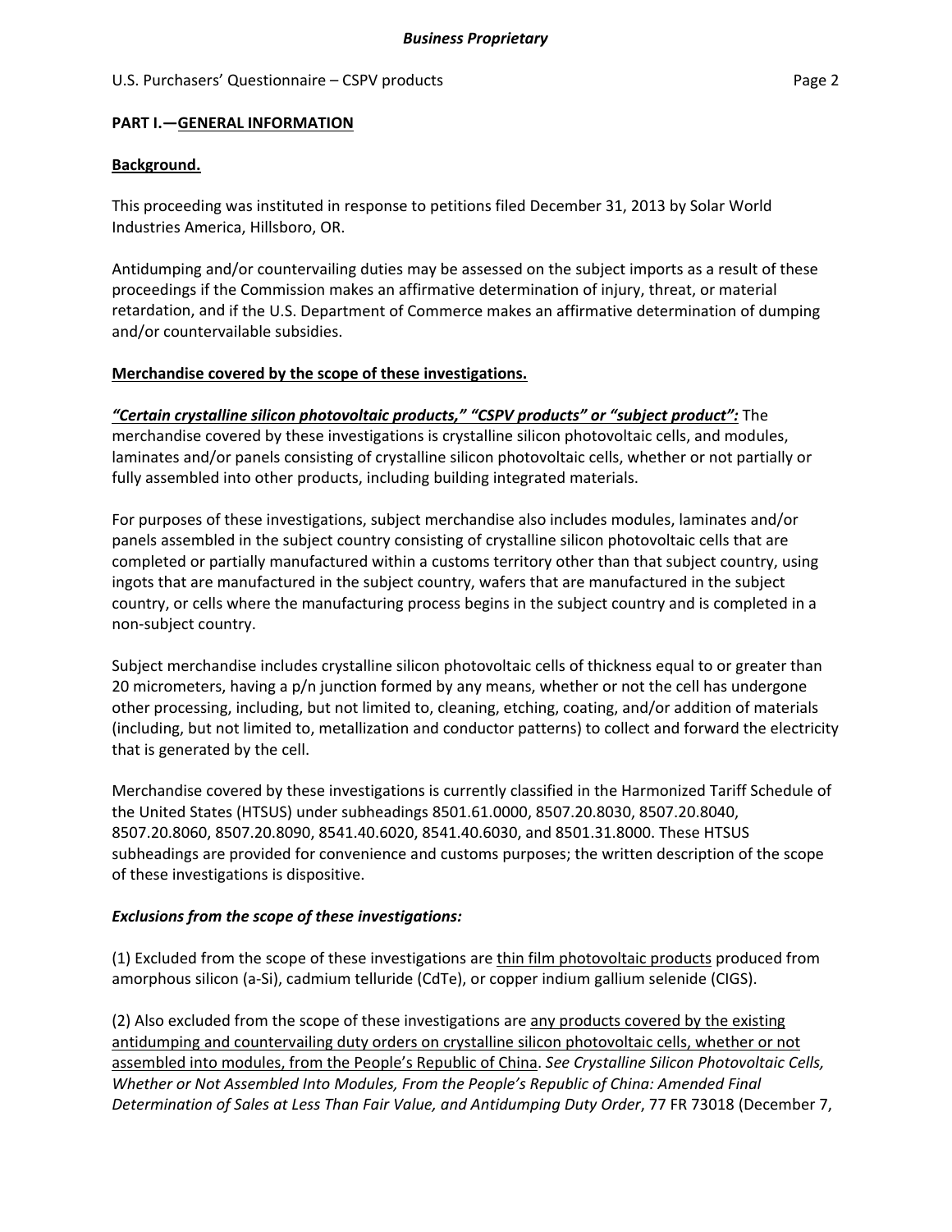## PART I.—GENERAL INFORMATION

### Background.

This proceeding was instituted in response to petitions filed December 31, 2013 by Solar World Industries America, Hillsboro, OR.

Antidumping and/or countervailing duties may be assessed on the subject imports as a result of these proceedings if the Commission makes an affirmative determination of injury, threat, or material retardation, and if the U.S. Department of Commerce makes an affirmative determination of dumping and/or countervailable subsidies.

### Merchandise covered by the scope of these investigations.

***"Certain crystalline silicon photovoltaic products," "CSPV products" or "subject product":*** The merchandise covered by these investigations is crystalline silicon photovoltaic cells, and modules, laminates and/or panels consisting of crystalline silicon photovoltaic cells, whether or not partially or fully assembled into other products, including building integrated materials.

For purposes of these investigations, subject merchandise also includes modules, laminates and/or panels assembled in the subject country consisting of crystalline silicon photovoltaic cells that are completed or partially manufactured within a customs territory other than that subject country, using ingots that are manufactured in the subject country, wafers that are manufactured in the subject country, or cells where the manufacturing process begins in the subject country and is completed in a non-subject country.

Subject merchandise includes crystalline silicon photovoltaic cells of thickness equal to or greater than 20 micrometers, having a p/n junction formed by any means, whether or not the cell has undergone other processing, including, but not limited to, cleaning, etching, coating, and/or addition of materials (including, but not limited to, metallization and conductor patterns) to collect and forward the electricity that is generated by the cell.

Merchandise covered by these investigations is currently classified in the Harmonized Tariff Schedule of the United States (HTSUS) under subheadings 8501.61.0000, 8507.20.8030, 8507.20.8040, 8507.20.8060, 8507.20.8090, 8541.40.6020, 8541.40.6030, and 8501.31.8000. These HTSUS subheadings are provided for convenience and customs purposes; the written description of the scope of these investigations is dispositive.

***Exclusions from the scope of these investigations:***

(1) Excluded from the scope of these investigations are thin film photovoltaic products produced from amorphous silicon (a-Si), cadmium telluride (CdTe), or copper indium gallium selenide (CIGS).

(2) Also excluded from the scope of these investigations are any products covered by the existing antidumping and countervailing duty orders on crystalline silicon photovoltaic cells, whether or not assembled into modules, from the People's Republic of China. *See Crystalline Silicon Photovoltaic Cells, Whether or Not Assembled Into Modules, From the People's Republic of China: Amended Final Determination of Sales at Less Than Fair Value, and Antidumping Duty Order*, 77 FR 73018 (December 7,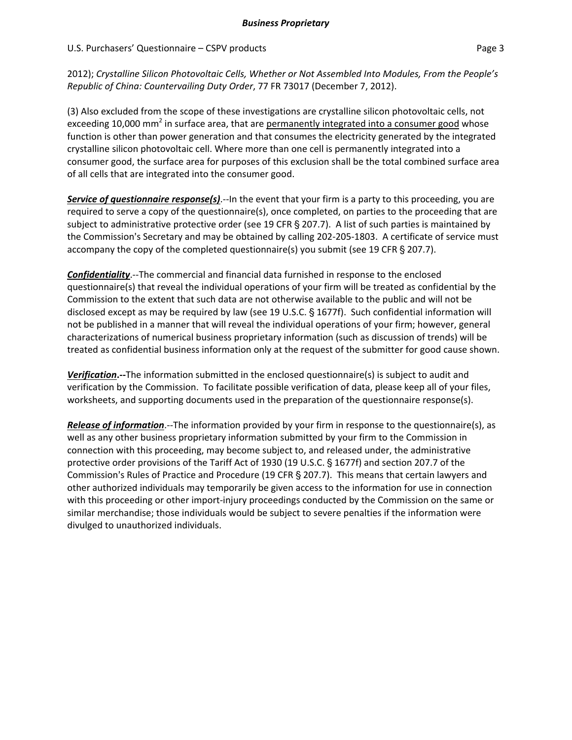2012); *Crystalline Silicon Photovoltaic Cells, Whether or Not Assembled Into Modules, From the People's Republic of China: Countervailing Duty Order*, 77 FR 73017 (December 7, 2012).

(3) Also excluded from the scope of these investigations are crystalline silicon photovoltaic cells, not exceeding 10,000 $mm^2$ in surface area, that are permanently integrated into a consumer good whose function is other than power generation and that consumes the electricity generated by the integrated crystalline silicon photovoltaic cell. Where more than one cell is permanently integrated into a consumer good, the surface area for purposes of this exclusion shall be the total combined surface area of all cells that are integrated into the consumer good.

***Service of questionnaire response(s)***.--In the event that your firm is a party to this proceeding, you are required to serve a copy of the questionnaire(s), once completed, on parties to the proceeding that are subject to administrative protective order (see 19 CFR § 207.7). A list of such parties is maintained by the Commission's Secretary and may be obtained by calling 202-205-1803. A certificate of service must accompany the copy of the completed questionnaire(s) you submit (see 19 CFR § 207.7).

***Confidentiality***.--The commercial and financial data furnished in response to the enclosed questionnaire(s) that reveal the individual operations of your firm will be treated as confidential by the Commission to the extent that such data are not otherwise available to the public and will not be disclosed except as may be required by law (see 19 U.S.C. § 1677f). Such confidential information will not be published in a manner that will reveal the individual operations of your firm; however, general characterizations of numerical business proprietary information (such as discussion of trends) will be treated as confidential business information only at the request of the submitter for good cause shown.

***Verification*.--**The information submitted in the enclosed questionnaire(s) is subject to audit and verification by the Commission. To facilitate possible verification of data, please keep all of your files, worksheets, and supporting documents used in the preparation of the questionnaire response(s).

***Release of information***.--The information provided by your firm in response to the questionnaire(s), as well as any other business proprietary information submitted by your firm to the Commission in connection with this proceeding, may become subject to, and released under, the administrative protective order provisions of the Tariff Act of 1930 (19 U.S.C. § 1677f) and section 207.7 of the Commission's Rules of Practice and Procedure (19 CFR § 207.7). This means that certain lawyers and other authorized individuals may temporarily be given access to the information for use in connection with this proceeding or other import-injury proceedings conducted by the Commission on the same or similar merchandise; those individuals would be subject to severe penalties if the information were divulged to unauthorized individuals.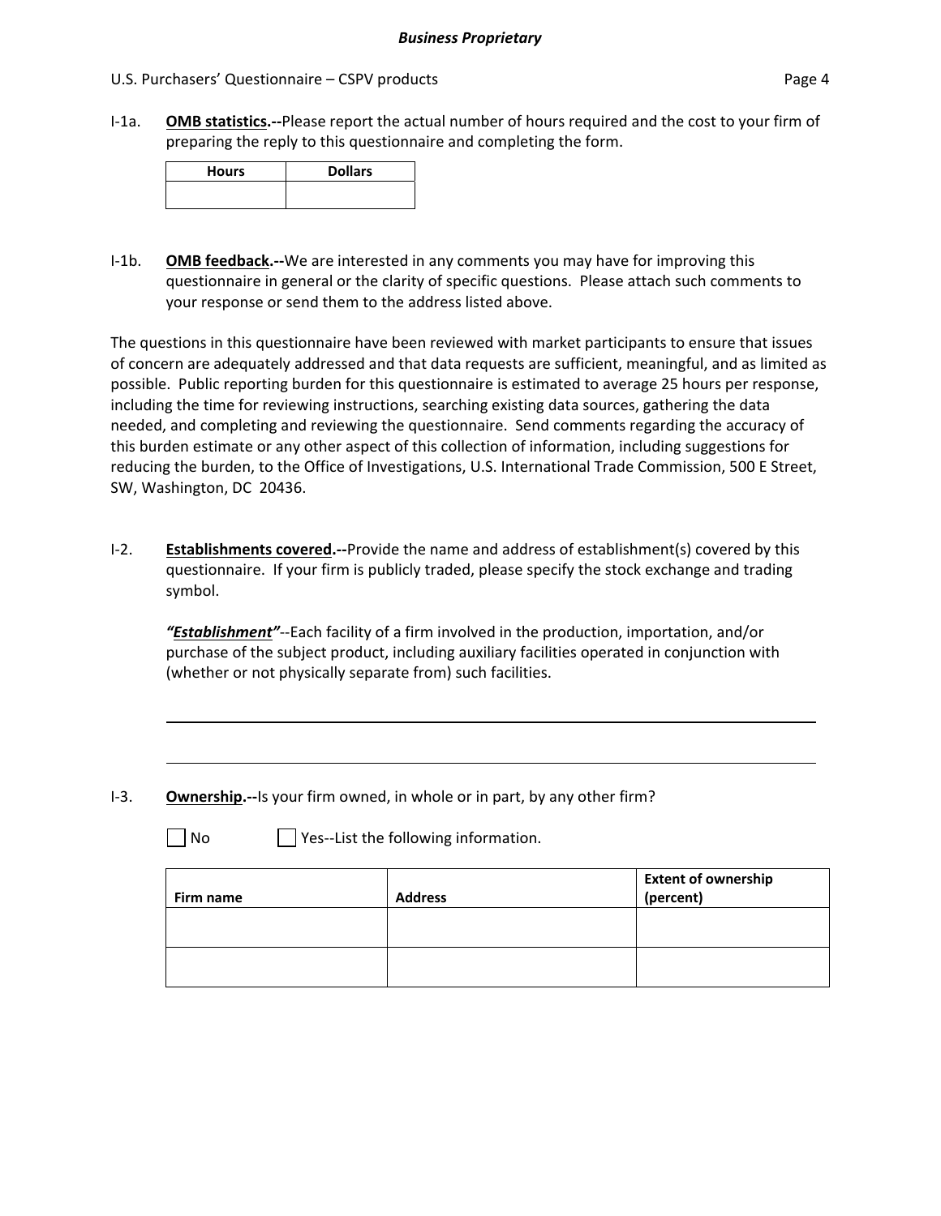**I-1a.** **OMB statistics.--**Please report the actual number of hours required and the cost to your firm of preparing the reply to this questionnaire and completing the form.

| Hours | Dollars |
|---|---|
| | |

**I-1b.** **OMB feedback.--**We are interested in any comments you may have for improving this questionnaire in general or the clarity of specific questions. Please attach such comments to your response or send them to the address listed above.

The questions in this questionnaire have been reviewed with market participants to ensure that issues of concern are adequately addressed and that data requests are sufficient, meaningful, and as limited as possible. Public reporting burden for this questionnaire is estimated to average 25 hours per response, including the time for reviewing instructions, searching existing data sources, gathering the data needed, and completing and reviewing the questionnaire. Send comments regarding the accuracy of this burden estimate or any other aspect of this collection of information, including suggestions for reducing the burden, to the Office of Investigations, U.S. International Trade Commission, 500 E Street, SW, Washington, DC 20436.

**I-2.** **Establishments covered.--**Provide the name and address of establishment(s) covered by this questionnaire. If your firm is publicly traded, please specify the stock exchange and trading symbol.

***"Establishment"***--Each facility of a firm involved in the production, importation, and/or purchase of the subject product, including auxiliary facilities operated in conjunction with (whether or not physically separate from) such facilities.

---

---

**I-3.** **Ownership.--**Is your firm owned, in whole or in part, by any other firm?

☐ No ☐ Yes--List the following information.

| Firm name | Address | Extent of ownership (percent) |
|---|---|---|
| | | |
| | | |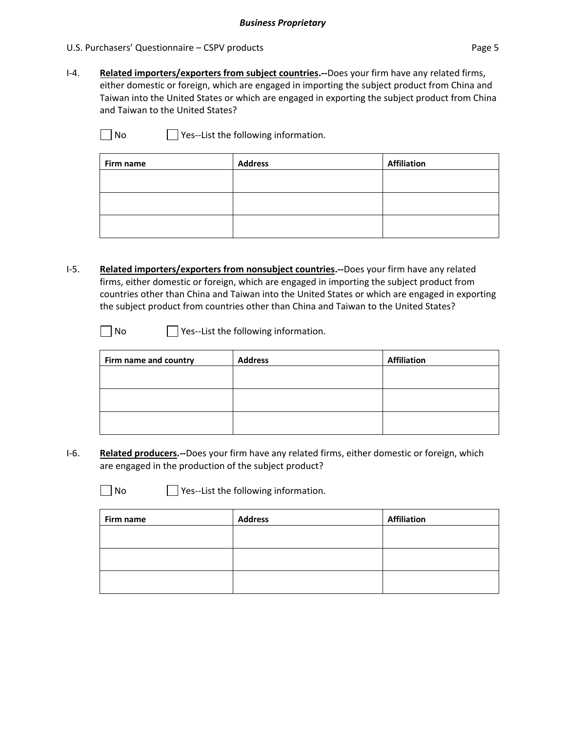I-4. **Related importers/exporters from subject countries.--**Does your firm have any related firms, either domestic or foreign, which are engaged in importing the subject product from China and Taiwan into the United States or which are engaged in exporting the subject product from China and Taiwan to the United States?

☐ No ☐ Yes--List the following information.

| Firm name | Address | Affiliation |
|---|---|---|
| | | |
| | | |
| | | |

I-5. **Related importers/exporters from nonsubject countries.--**Does your firm have any related firms, either domestic or foreign, which are engaged in importing the subject product from countries other than China and Taiwan into the United States or which are engaged in exporting the subject product from countries other than China and Taiwan to the United States?

☐ No ☐ Yes--List the following information.

| Firm name and country | Address | Affiliation |
|---|---|---|
| | | |
| | | |
| | | |

I-6. **Related producers.--**Does your firm have any related firms, either domestic or foreign, which are engaged in the production of the subject product?

☐ No ☐ Yes--List the following information.

| Firm name | Address | Affiliation |
|---|---|---|
| | | |
| | | |
| | | |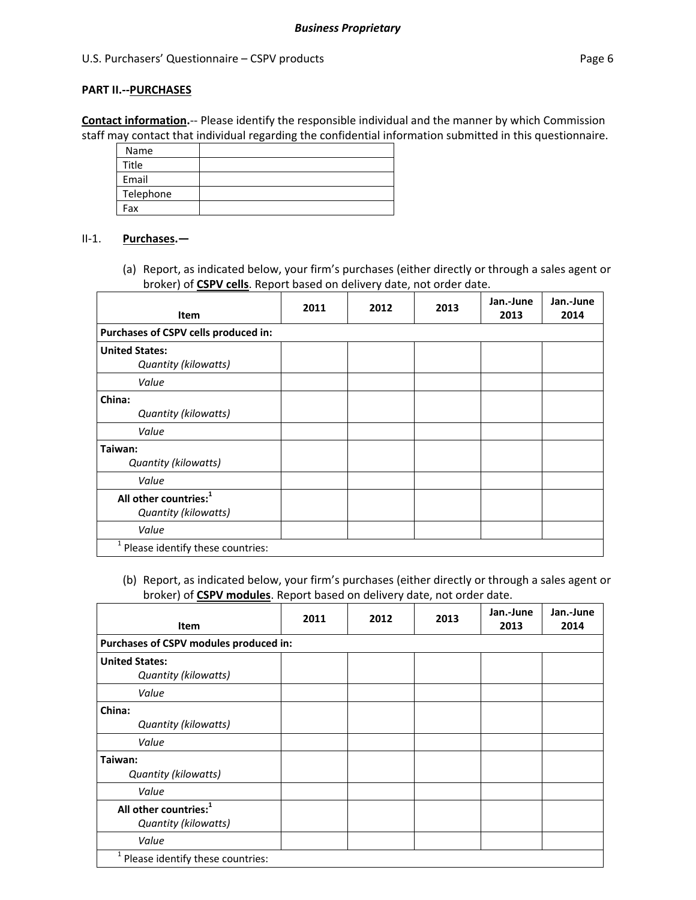## PART II.--PURCHASES

**Contact information.**-- Please identify the responsible individual and the manner by which Commission staff may contact that individual regarding the confidential information submitted in this questionnaire.

| Name | |
|---|---|
| Title | |
| Email | |
| Telephone | |
| Fax | |

II-1. **Purchases.—**

(a) Report, as indicated below, your firm's purchases (either directly or through a sales agent or broker) of **CSPV cells**. Report based on delivery date, not order date.

| Item | 2011 | 2012 | 2013 | Jan.-June 2013 | Jan.-June 2014 |
|---|---|---|---|---|---|
| **Purchases of CSPV cells produced in:** | | | | | |
| **United States:** *Quantity (kilowatts)* | | | | | |
| *Value* | | | | | |
| **China:** *Quantity (kilowatts)* | | | | | |
| *Value* | | | | | |
| **Taiwan:** *Quantity (kilowatts)* | | | | | |
| *Value* | | | | | |
| **All other countries:**[1] *Quantity (kilowatts)* | | | | | |
| *Value* | | | | | |
| [1] Please identify these countries: | | | | | |

(b) Report, as indicated below, your firm's purchases (either directly or through a sales agent or broker) of **CSPV modules**. Report based on delivery date, not order date.

| Item | 2011 | 2012 | 2013 | Jan.-June 2013 | Jan.-June 2014 |
|---|---|---|---|---|---|
| **Purchases of CSPV modules produced in:** | | | | | |
| **United States:** *Quantity (kilowatts)* | | | | | |
| *Value* | | | | | |
| **China:** *Quantity (kilowatts)* | | | | | |
| *Value* | | | | | |
| **Taiwan:** *Quantity (kilowatts)* | | | | | |
| *Value* | | | | | |
| **All other countries:**[1] *Quantity (kilowatts)* | | | | | |
| *Value* | | | | | |
| [1] Please identify these countries: | | | | | |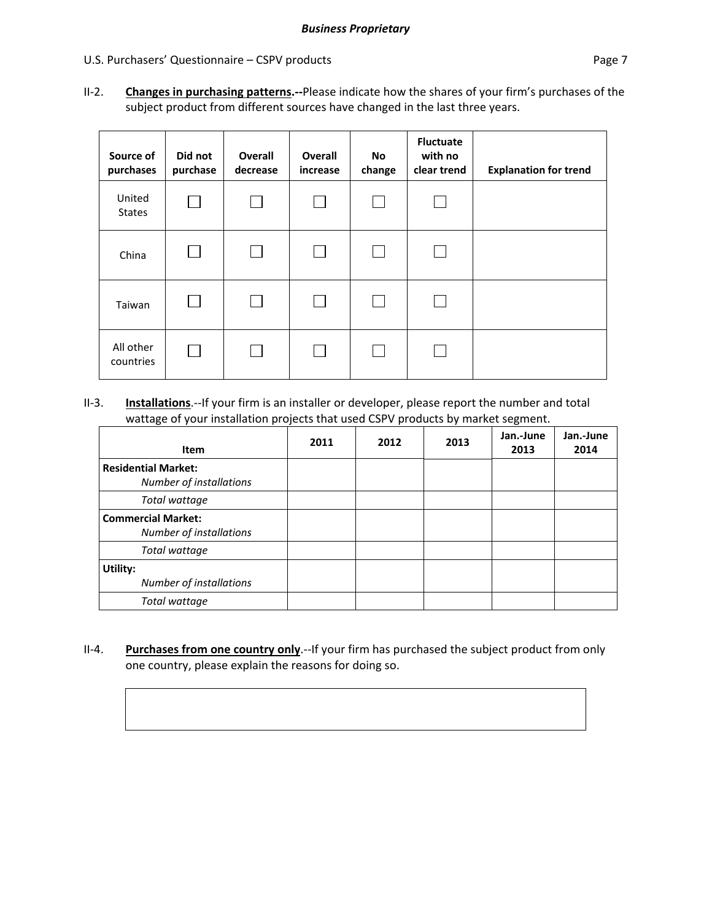II-2. **Changes in purchasing patterns.--**Please indicate how the shares of your firm's purchases of the subject product from different sources have changed in the last three years.

| Source of purchases | Did not purchase | Overall decrease | Overall increase | No change | Fluctuate with no clear trend | Explanation for trend |
|---|---|---|---|---|---|---|
| United States | ☐ | ☐ | ☐ | ☐ | ☐ | |
| China | ☐ | ☐ | ☐ | ☐ | ☐ | |
| Taiwan | ☐ | ☐ | ☐ | ☐ | ☐ | |
| All other countries | ☐ | ☐ | ☐ | ☐ | ☐ | |

II-3. **Installations**.--If your firm is an installer or developer, please report the number and total wattage of your installation projects that used CSPV products by market segment.

| Item | 2011 | 2012 | 2013 | Jan.-June 2013 | Jan.-June 2014 |
|---|---|---|---|---|---|
| **Residential Market:** *Number of installations* | | | | | |
| *Total wattage* | | | | | |
| **Commercial Market:** *Number of installations* | | | | | |
| *Total wattage* | | | | | |
| **Utility:** *Number of installations* | | | | | |
| *Total wattage* | | | | | |

II-4. **Purchases from one country only**.--If your firm has purchased the subject product from only one country, please explain the reasons for doing so.

| |
|---|
| |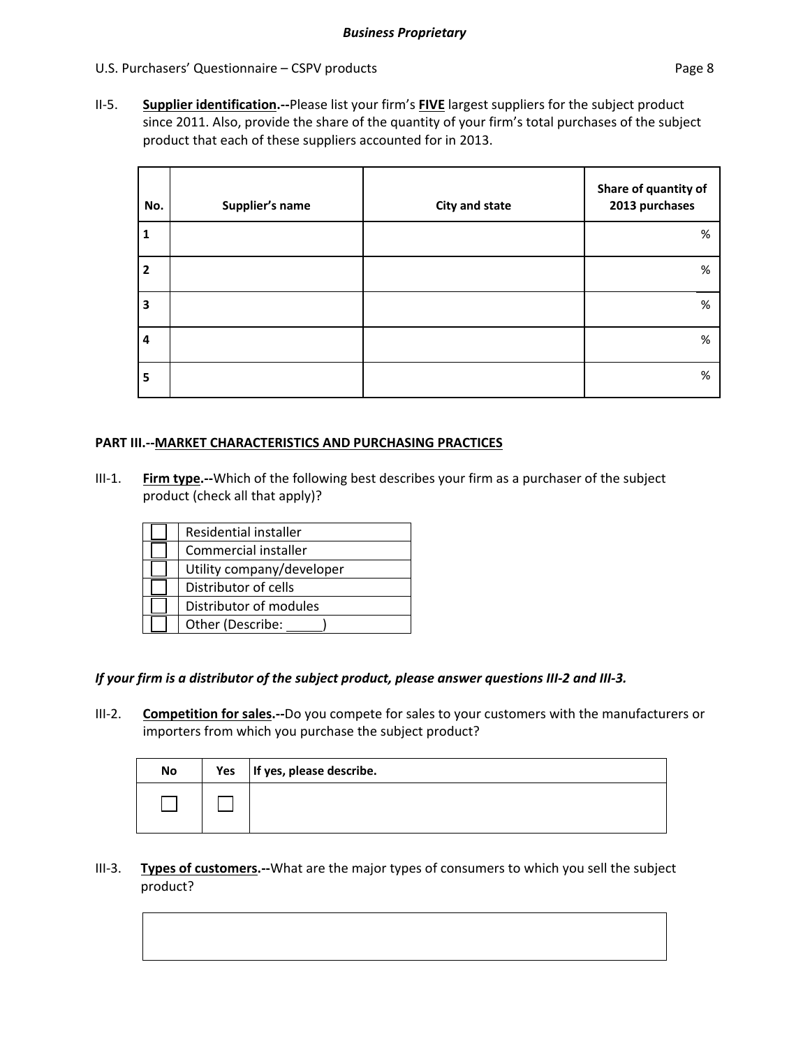II-5. **<u>Supplier identification</u>.--**Please list your firm's **<u>FIVE</u>** largest suppliers for the subject product since 2011. Also, provide the share of the quantity of your firm's total purchases of the subject product that each of these suppliers accounted for in 2013.

| No. | Supplier's name | City and state | Share of quantity of 2013 purchases |
|---|---|---|---|
| 1 | | | % |
| 2 | | | % |
| 3 | | | % |
| 4 | | | % |
| 5 | | | % |

## PART III.--<u>MARKET CHARACTERISTICS AND PURCHASING PRACTICES</u>

III-1. **<u>Firm type</u>.--**Which of the following best describes your firm as a purchaser of the subject product (check all that apply)?

| | |
|---|---|
| ☐ | Residential installer |
| ☐ | Commercial installer |
| ☐ | Utility company/developer |
| ☐ | Distributor of cells |
| ☐ | Distributor of modules |
| ☐ | Other (Describe: _____) |

***If your firm is a distributor of the subject product, please answer questions III-2 and III-3.***

III-2. **<u>Competition for sales</u>.--**Do you compete for sales to your customers with the manufacturers or importers from which you purchase the subject product?

| No | Yes | If yes, please describe. |
|---|---|---|
| ☐ | ☐ | |

III-3. **<u>Types of customers</u>.--**What are the major types of consumers to which you sell the subject product?

| |
|---|
| |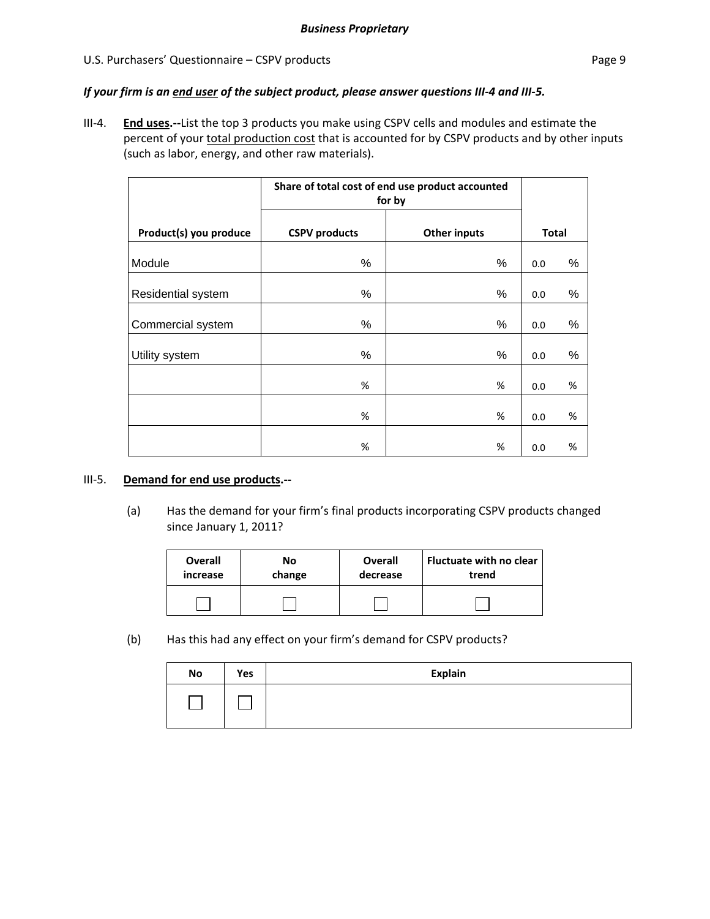***Business Proprietary***

*If your firm is an end user of the subject product, please answer questions III-4 and III-5.*

III-4. **End uses.--**List the top 3 products you make using CSPV cells and modules and estimate the percent of your total production cost that is accounted for by CSPV products and by other inputs (such as labor, energy, and other raw materials).

| | Share of total cost of end use product accounted for by | | |
|---|---|---|---|
| **Product(s) you produce** | **CSPV products** | **Other inputs** | **Total** |
| Module | % | % | 0.0 % |
| Residential system | % | % | 0.0 % |
| Commercial system | % | % | 0.0 % |
| Utility system | % | % | 0.0 % |
| | % | % | 0.0 % |
| | % | % | 0.0 % |
| | % | % | 0.0 % |

III-5. **Demand for end use products.--**

(a) Has the demand for your firm's final products incorporating CSPV products changed since January 1, 2011?

| Overall increase | No change | Overall decrease | Fluctuate with no clear trend |
|---|---|---|---|
| ☐ | ☐ | ☐ | ☐ |

(b) Has this had any effect on your firm's demand for CSPV products?

| No | Yes | Explain |
|---|---|---|
| ☐ | ☐ | |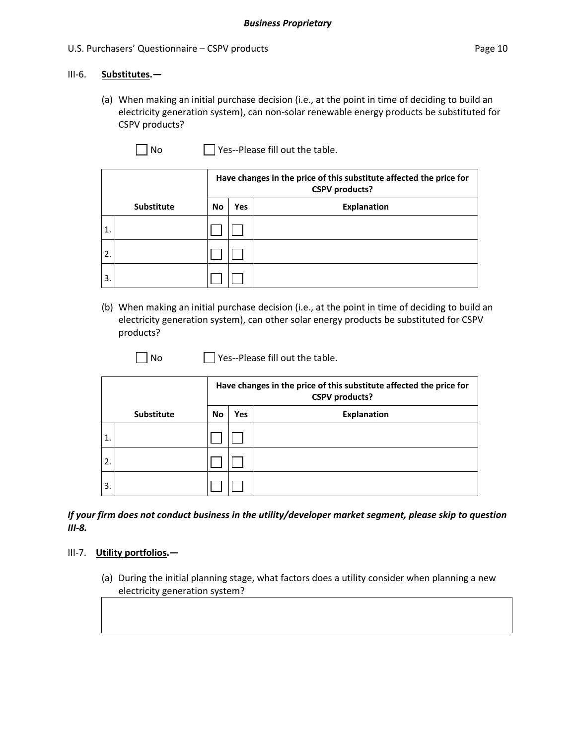III-6. **Substitutes.—**

(a) When making an initial purchase decision (i.e., at the point in time of deciding to build an electricity generation system), can non-solar renewable energy products be substituted for CSPV products?

☐ No ☐ Yes--Please fill out the table.

| | Substitute | Have changes in the price of this substitute affected the price for CSPV products? | | |
|---|---|---|---|---|
| | | **No** | **Yes** | **Explanation** |
| 1. | | ☐ | ☐ | |
| 2. | | ☐ | ☐ | |
| 3. | | ☐ | ☐ | |

(b) When making an initial purchase decision (i.e., at the point in time of deciding to build an electricity generation system), can other solar energy products be substituted for CSPV products?

☐ No ☐ Yes--Please fill out the table.

| | Substitute | Have changes in the price of this substitute affected the price for CSPV products? | | |
|---|---|---|---|---|
| | | **No** | **Yes** | **Explanation** |
| 1. | | ☐ | ☐ | |
| 2. | | ☐ | ☐ | |
| 3. | | ☐ | ☐ | |

***If your firm does not conduct business in the utility/developer market segment, please skip to question III-8.***

III-7. **Utility portfolios.—**

(a) During the initial planning stage, what factors does a utility consider when planning a new electricity generation system?

| |
|---|
| |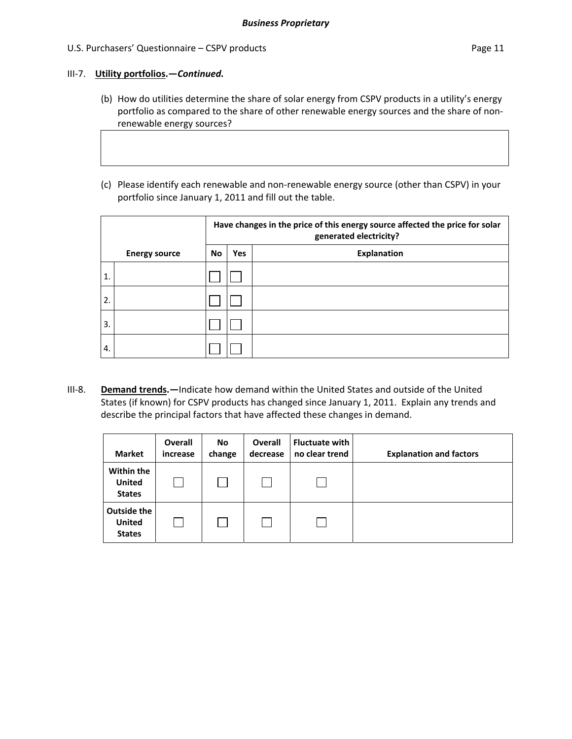**III-7. Utility portfolios.—*Continued.***

(b) How do utilities determine the share of solar energy from CSPV products in a utility's energy portfolio as compared to the share of other renewable energy sources and the share of non-renewable energy sources?

| |
|---|
| |

(c) Please identify each renewable and non-renewable energy source (other than CSPV) in your portfolio since January 1, 2011 and fill out the table.

| | Energy source | Have changes in the price of this energy source affected the price for solar generated electricity? | | |
|---|---|---|---|---|
| | | No | Yes | Explanation |
| 1. | | ☐ | ☐ | |
| 2. | | ☐ | ☐ | |
| 3. | | ☐ | ☐ | |
| 4. | | ☐ | ☐ | |

**III-8. Demand trends.—**Indicate how demand within the United States and outside of the United States (if known) for CSPV products has changed since January 1, 2011. Explain any trends and describe the principal factors that have affected these changes in demand.

| Market | Overall increase | No change | Overall decrease | Fluctuate with no clear trend | Explanation and factors |
|---|---|---|---|---|---|
| **Within the United States** | ☐ | ☐ | ☐ | ☐ | |
| **Outside the United States** | ☐ | ☐ | ☐ | ☐ | |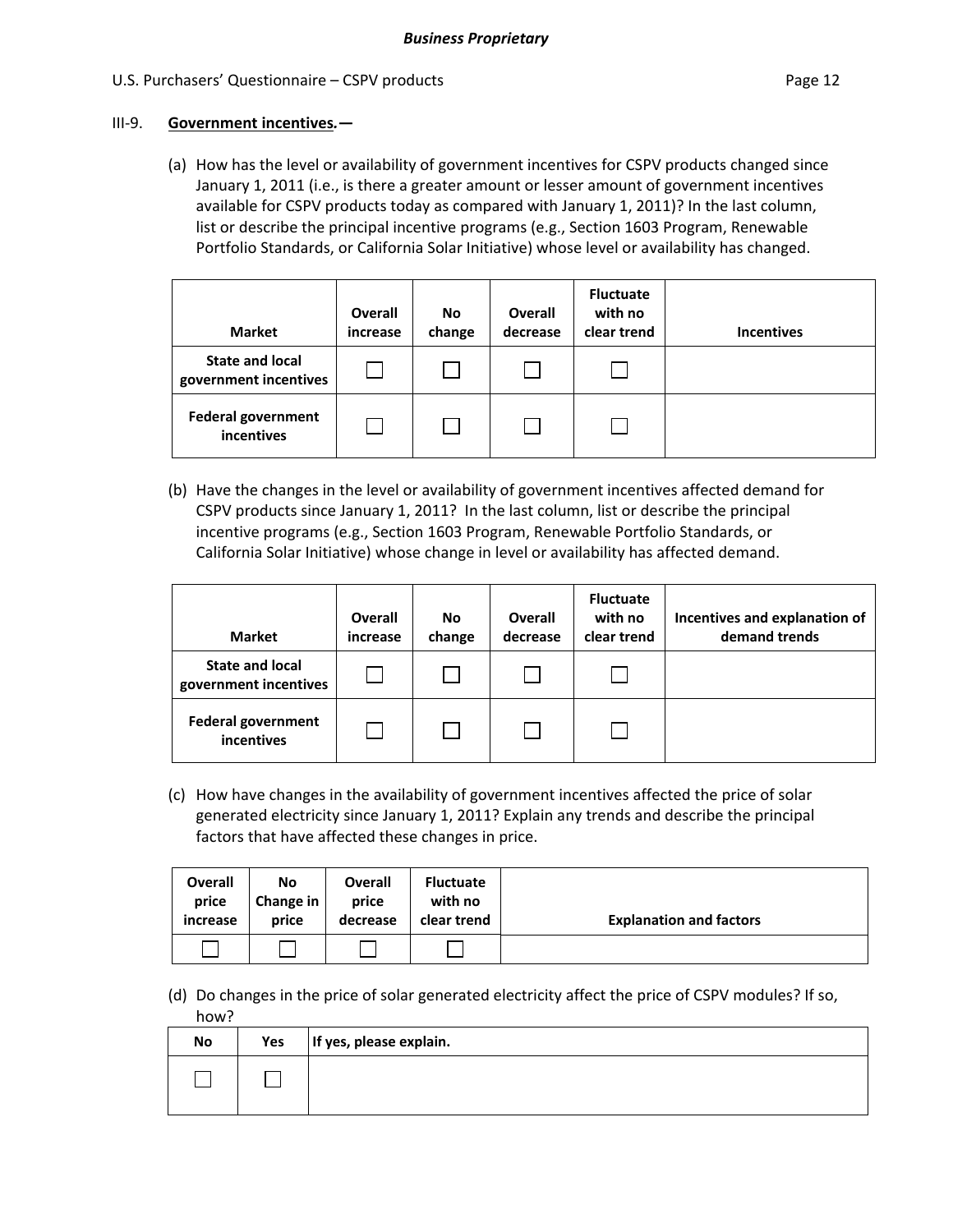III-9. **Government incentives.—**

(a) How has the level or availability of government incentives for CSPV products changed since January 1, 2011 (i.e., is there a greater amount or lesser amount of government incentives available for CSPV products today as compared with January 1, 2011)? In the last column, list or describe the principal incentive programs (e.g., Section 1603 Program, Renewable Portfolio Standards, or California Solar Initiative) whose level or availability has changed.

| Market | Overall increase | No change | Overall decrease | Fluctuate with no clear trend | Incentives |
|---|---|---|---|---|---|
| State and local government incentives | ☐ | ☐ | ☐ | ☐ | |
| Federal government incentives | ☐ | ☐ | ☐ | ☐ | |

(b) Have the changes in the level or availability of government incentives affected demand for CSPV products since January 1, 2011? In the last column, list or describe the principal incentive programs (e.g., Section 1603 Program, Renewable Portfolio Standards, or California Solar Initiative) whose change in level or availability has affected demand.

| Market | Overall increase | No change | Overall decrease | Fluctuate with no clear trend | Incentives and explanation of demand trends |
|---|---|---|---|---|---|
| State and local government incentives | ☐ | ☐ | ☐ | ☐ | |
| Federal government incentives | ☐ | ☐ | ☐ | ☐ | |

(c) How have changes in the availability of government incentives affected the price of solar generated electricity since January 1, 2011? Explain any trends and describe the principal factors that have affected these changes in price.

| Overall price increase | No Change in price | Overall price decrease | Fluctuate with no clear trend | Explanation and factors |
|---|---|---|---|---|
| ☐ | ☐ | ☐ | ☐ | |

(d) Do changes in the price of solar generated electricity affect the price of CSPV modules? If so, how?

| No | Yes | If yes, please explain. |
|---|---|---|
| ☐ | ☐ | |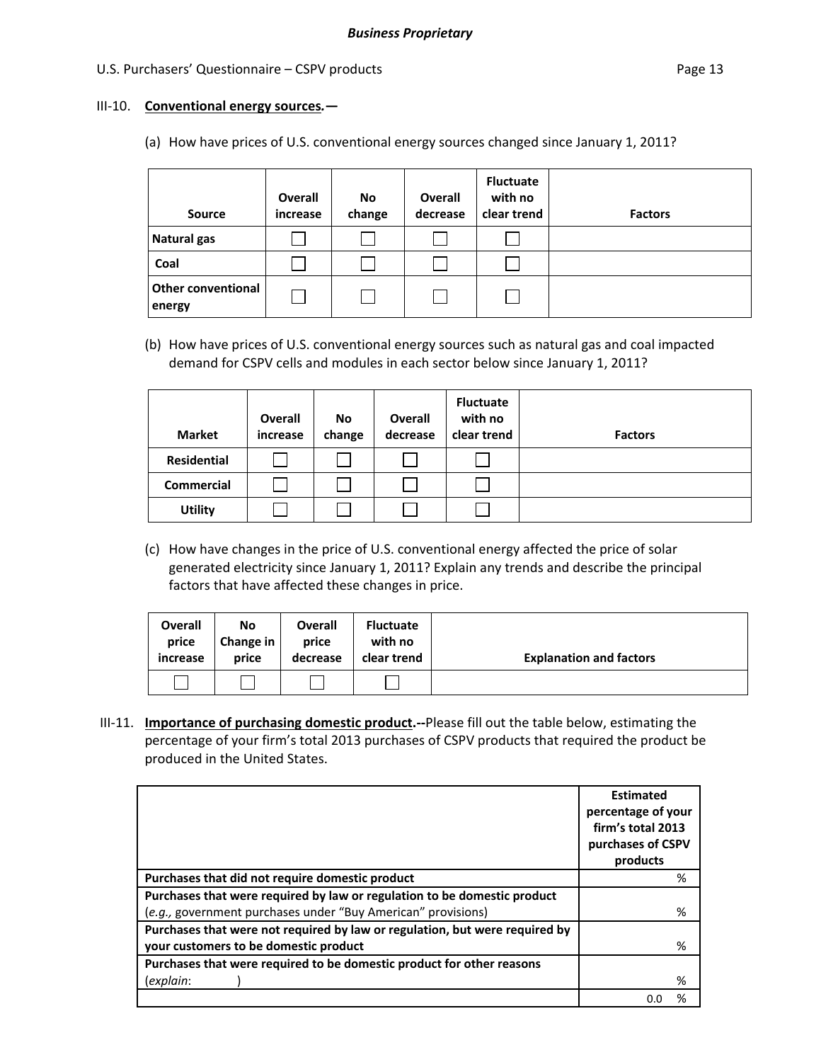III-10. **Conventional energy sources.—**

(a) How have prices of U.S. conventional energy sources changed since January 1, 2011?

| Source | Overall increase | No change | Overall decrease | Fluctuate with no clear trend | Factors |
|---|---|---|---|---|---|
| **Natural gas** | ☐ | ☐ | ☐ | ☐ | |
| **Coal** | ☐ | ☐ | ☐ | ☐ | |
| **Other conventional energy** | ☐ | ☐ | ☐ | ☐ | |

(b) How have prices of U.S. conventional energy sources such as natural gas and coal impacted demand for CSPV cells and modules in each sector below since January 1, 2011?

| Market | Overall increase | No change | Overall decrease | Fluctuate with no clear trend | Factors |
|---|---|---|---|---|---|
| **Residential** | ☐ | ☐ | ☐ | ☐ | |
| **Commercial** | ☐ | ☐ | ☐ | ☐ | |
| **Utility** | ☐ | ☐ | ☐ | ☐ | |

(c) How have changes in the price of U.S. conventional energy affected the price of solar generated electricity since January 1, 2011? Explain any trends and describe the principal factors that have affected these changes in price.

| Overall price increase | No Change in price | Overall price decrease | Fluctuate with no clear trend | Explanation and factors |
|---|---|---|---|---|
| ☐ | ☐ | ☐ | ☐ | |

III-11. **Importance of purchasing domestic product.--**Please fill out the table below, estimating the percentage of your firm's total 2013 purchases of CSPV products that required the product be produced in the United States.

| | Estimated percentage of your firm's total 2013 purchases of CSPV products |
|---|---|
| **Purchases that did not require domestic product** | % |
| **Purchases that were required by law or regulation to be domestic product** (*e.g.,* government purchases under "Buy American" provisions) | % |
| **Purchases that were not required by law or regulation, but were required by your customers to be domestic product** | % |
| **Purchases that were required to be domestic product for other reasons** (*explain*: ) | % |
| | 0.0 % |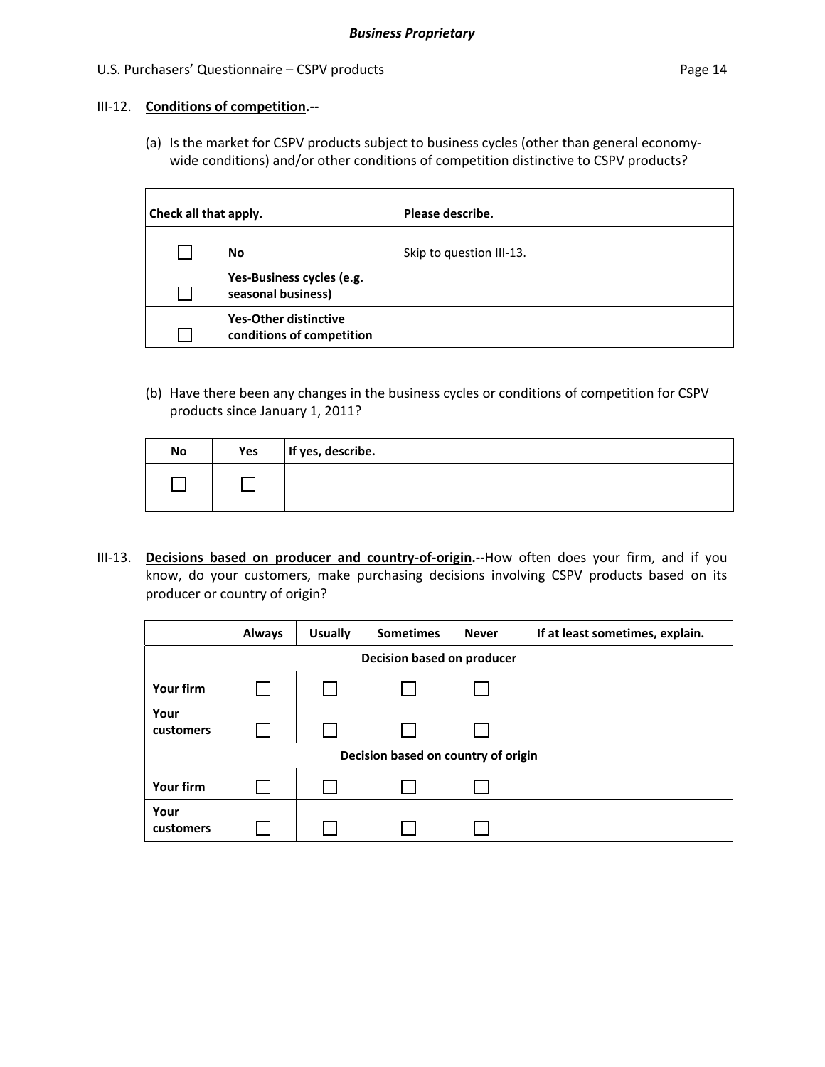**III-12. Conditions of competition.--**

(a) Is the market for CSPV products subject to business cycles (other than general economy-wide conditions) and/or other conditions of competition distinctive to CSPV products?

| Check all that apply. | | Please describe. |
|---|---|---|
| ☐ | **No** | Skip to question III-13. |
| ☐ | **Yes-Business cycles (e.g. seasonal business)** | |
| ☐ | **Yes-Other distinctive conditions of competition** | |

(b) Have there been any changes in the business cycles or conditions of competition for CSPV products since January 1, 2011?

| No | Yes | If yes, describe. |
|---|---|---|
| ☐ | ☐ | |

**III-13. Decisions based on producer and country-of-origin.--**How often does your firm, and if you know, do your customers, make purchasing decisions involving CSPV products based on its producer or country of origin?

| | Always | Usually | Sometimes | Never | If at least sometimes, explain. |
|---|---|---|---|---|---|
| **Decision based on producer** | | | | | |
| **Your firm** | ☐ | ☐ | ☐ | ☐ | |
| **Your customers** | ☐ | ☐ | ☐ | ☐ | |
| **Decision based on country of origin** | | | | | |
| **Your firm** | ☐ | ☐ | ☐ | ☐ | |
| **Your customers** | ☐ | ☐ | ☐ | ☐ | |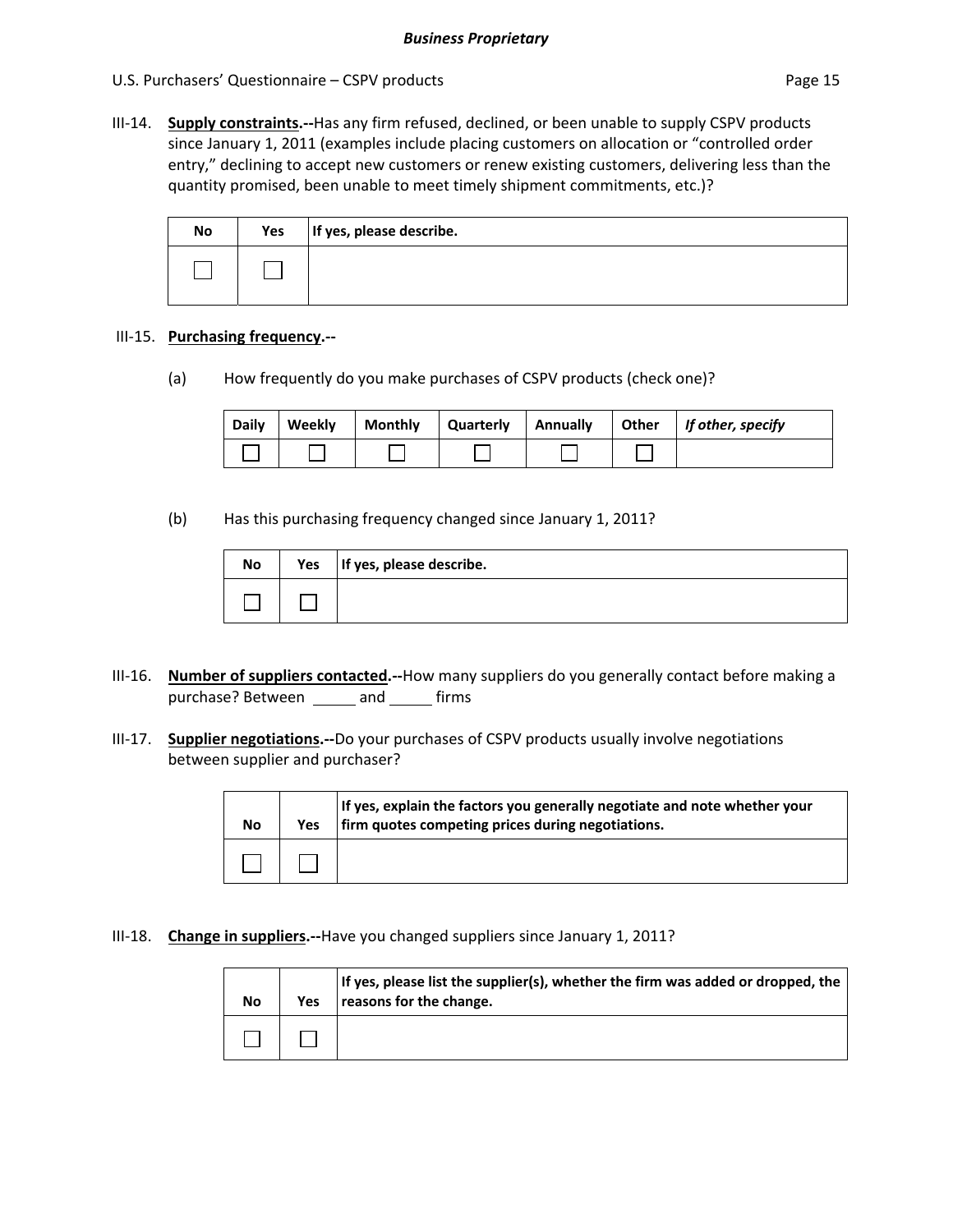III-14. **Supply constraints.--**Has any firm refused, declined, or been unable to supply CSPV products since January 1, 2011 (examples include placing customers on allocation or "controlled order entry," declining to accept new customers or renew existing customers, delivering less than the quantity promised, been unable to meet timely shipment commitments, etc.)?

| No | Yes | If yes, please describe. |
|---|---|---|
| ☐ | ☐ | |

III-15. **Purchasing frequency.--**

(a) How frequently do you make purchases of CSPV products (check one)?

| Daily | Weekly | Monthly | Quarterly | Annually | Other | *If other, specify* |
|---|---|---|---|---|---|---|
| ☐ | ☐ | ☐ | ☐ | ☐ | ☐ | |

(b) Has this purchasing frequency changed since January 1, 2011?

| No | Yes | If yes, please describe. |
|---|---|---|
| ☐ | ☐ | |

III-16. **Number of suppliers contacted.--**How many suppliers do you generally contact before making a purchase? Between ______ and ______ firms

III-17. **Supplier negotiations.--**Do your purchases of CSPV products usually involve negotiations between supplier and purchaser?

| No | Yes | If yes, explain the factors you generally negotiate and note whether your firm quotes competing prices during negotiations. |
|---|---|---|
| ☐ | ☐ | |

III-18. **Change in suppliers.--**Have you changed suppliers since January 1, 2011?

| No | Yes | If yes, please list the supplier(s), whether the firm was added or dropped, the reasons for the change. |
|---|---|---|
| ☐ | ☐ | |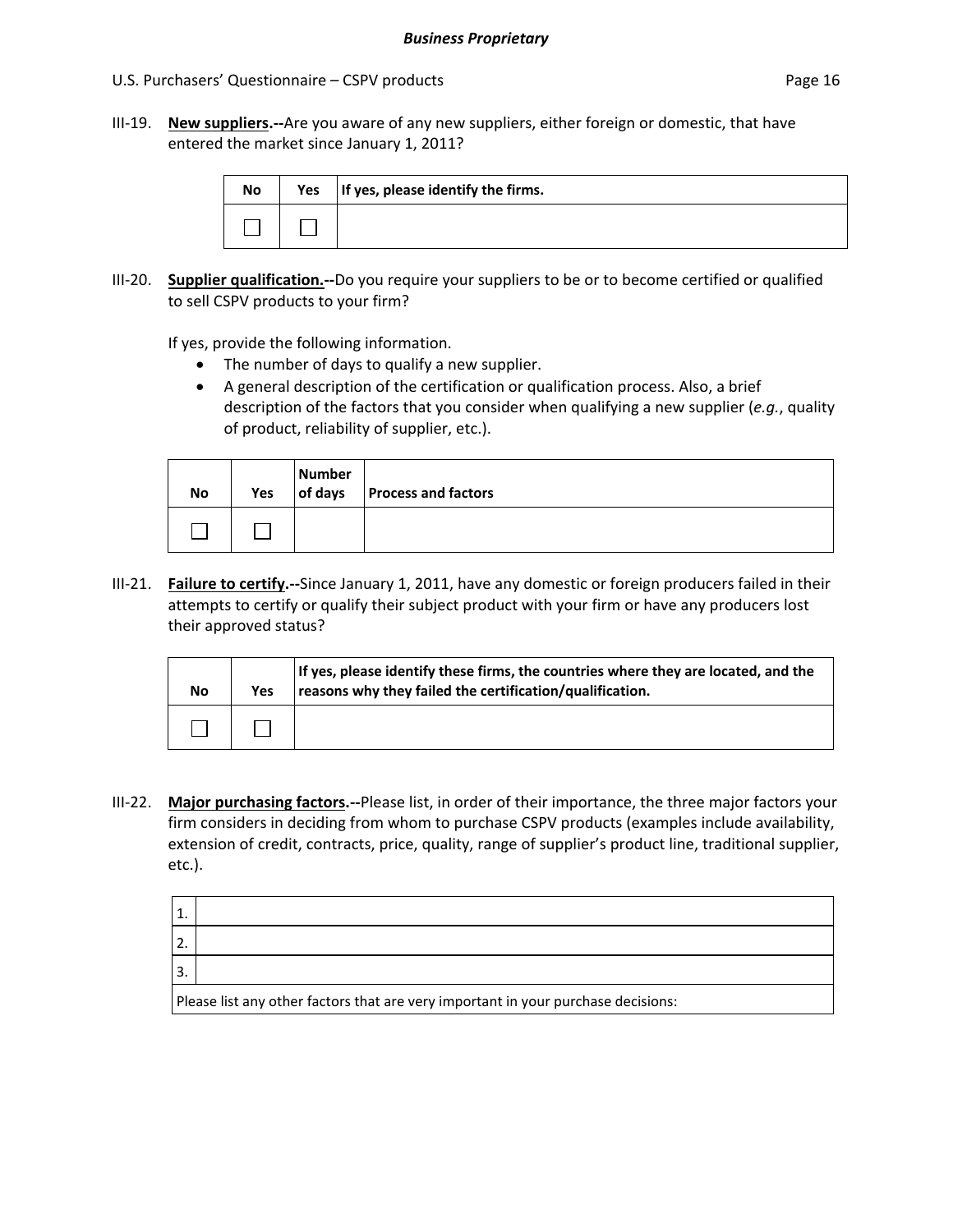III-19. **New suppliers.--**Are you aware of any new suppliers, either foreign or domestic, that have entered the market since January 1, 2011?

| No | Yes | If yes, please identify the firms. |
|---|---|---|
| ☐ | ☐ | |

III-20. **Supplier qualification.--**Do you require your suppliers to be or to become certified or qualified to sell CSPV products to your firm?

If yes, provide the following information.

- The number of days to qualify a new supplier.
- A general description of the certification or qualification process. Also, a brief description of the factors that you consider when qualifying a new supplier (*e.g.*, quality of product, reliability of supplier, etc.).

| No | Yes | Number of days | Process and factors |
|---|---|---|---|
| ☐ | ☐ | | |

III-21. **Failure to certify.--**Since January 1, 2011, have any domestic or foreign producers failed in their attempts to certify or qualify their subject product with your firm or have any producers lost their approved status?

| No | Yes | If yes, please identify these firms, the countries where they are located, and the reasons why they failed the certification/qualification. |
|---|---|---|
| ☐ | ☐ | |

III-22. **Major purchasing factors.--**Please list, in order of their importance, the three major factors your firm considers in deciding from whom to purchase CSPV products (examples include availability, extension of credit, contracts, price, quality, range of supplier's product line, traditional supplier, etc.).

| | |
|---|---|
| 1. | |
| 2. | |
| 3. | |
| Please list any other factors that are very important in your purchase decisions: | |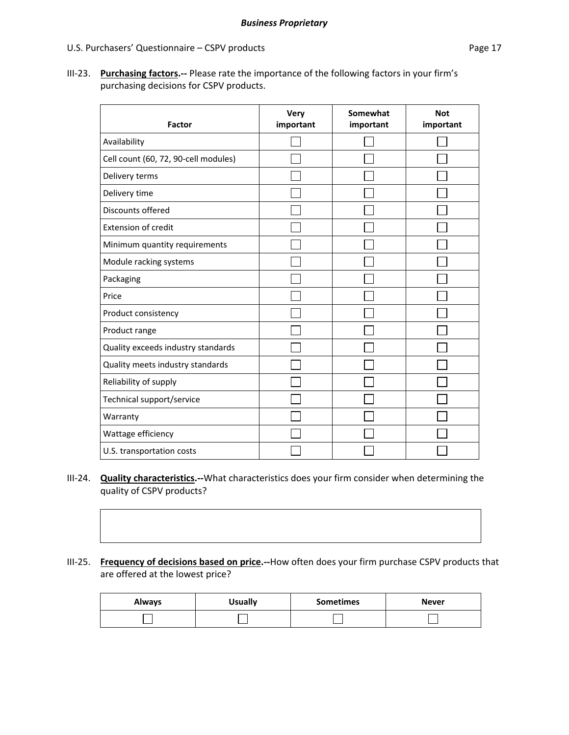III-23. **Purchasing factors.--** Please rate the importance of the following factors in your firm's purchasing decisions for CSPV products.

| Factor | Very important | Somewhat important | Not important |
|---|---|---|---|
| Availability | ☐ | ☐ | ☐ |
| Cell count (60, 72, 90-cell modules) | ☐ | ☐ | ☐ |
| Delivery terms | ☐ | ☐ | ☐ |
| Delivery time | ☐ | ☐ | ☐ |
| Discounts offered | ☐ | ☐ | ☐ |
| Extension of credit | ☐ | ☐ | ☐ |
| Minimum quantity requirements | ☐ | ☐ | ☐ |
| Module racking systems | ☐ | ☐ | ☐ |
| Packaging | ☐ | ☐ | ☐ |
| Price | ☐ | ☐ | ☐ |
| Product consistency | ☐ | ☐ | ☐ |
| Product range | ☐ | ☐ | ☐ |
| Quality exceeds industry standards | ☐ | ☐ | ☐ |
| Quality meets industry standards | ☐ | ☐ | ☐ |
| Reliability of supply | ☐ | ☐ | ☐ |
| Technical support/service | ☐ | ☐ | ☐ |
| Warranty | ☐ | ☐ | ☐ |
| Wattage efficiency | ☐ | ☐ | ☐ |
| U.S. transportation costs | ☐ | ☐ | ☐ |

III-24. **Quality characteristics.--**What characteristics does your firm consider when determining the quality of CSPV products?

| |
|---|
| |

III-25. **Frequency of decisions based on price.--**How often does your firm purchase CSPV products that are offered at the lowest price?

| Always | Usually | Sometimes | Never |
|---|---|---|---|
| ☐ | ☐ | ☐ | ☐ |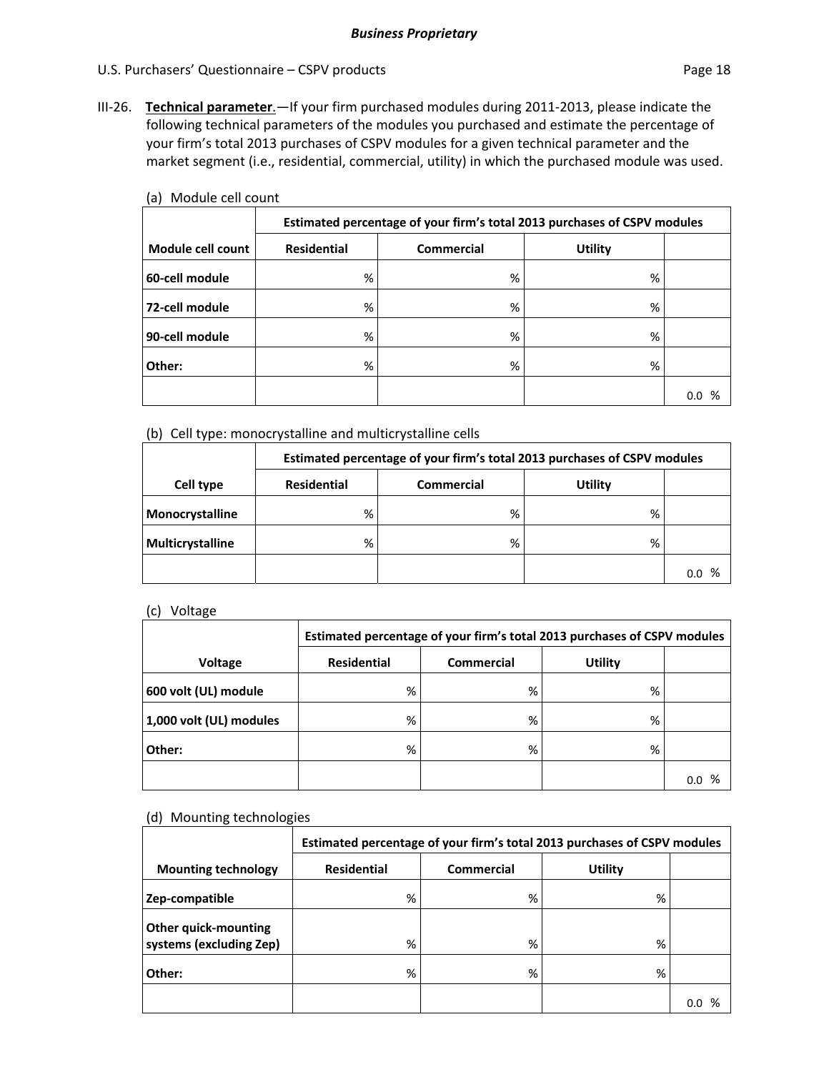**III-26. Technical parameter.**—If your firm purchased modules during 2011-2013, please indicate the following technical parameters of the modules you purchased and estimate the percentage of your firm's total 2013 purchases of CSPV modules for a given technical parameter and the market segment (i.e., residential, commercial, utility) in which the purchased module was used.

(a) Module cell count

| | Estimated percentage of your firm's total 2013 purchases of CSPV modules | | | |
|---|---|---|---|---|
| **Module cell count** | **Residential** | **Commercial** | **Utility** | |
| **60-cell module** | % | % | % | |
| **72-cell module** | % | % | % | |
| **90-cell module** | % | % | % | |
| **Other:** | % | % | % | |
| | | | | 0.0 % |

(b) Cell type: monocrystalline and multicrystalline cells

| | Estimated percentage of your firm's total 2013 purchases of CSPV modules | | | |
|---|---|---|---|---|
| **Cell type** | **Residential** | **Commercial** | **Utility** | |
| **Monocrystalline** | % | % | % | |
| **Multicrystalline** | % | % | % | |
| | | | | 0.0 % |

(c) Voltage

| | Estimated percentage of your firm's total 2013 purchases of CSPV modules | | | |
|---|---|---|---|---|
| **Voltage** | **Residential** | **Commercial** | **Utility** | |
| **600 volt (UL) module** | % | % | % | |
| **1,000 volt (UL) modules** | % | % | % | |
| **Other:** | % | % | % | |
| | | | | 0.0 % |

(d) Mounting technologies

| | Estimated percentage of your firm's total 2013 purchases of CSPV modules | | | |
|---|---|---|---|---|
| **Mounting technology** | **Residential** | **Commercial** | **Utility** | |
| **Zep-compatible** | % | % | % | |
| **Other quick-mounting systems (excluding Zep)** | % | % | % | |
| **Other:** | % | % | % | |
| | | | | 0.0 % |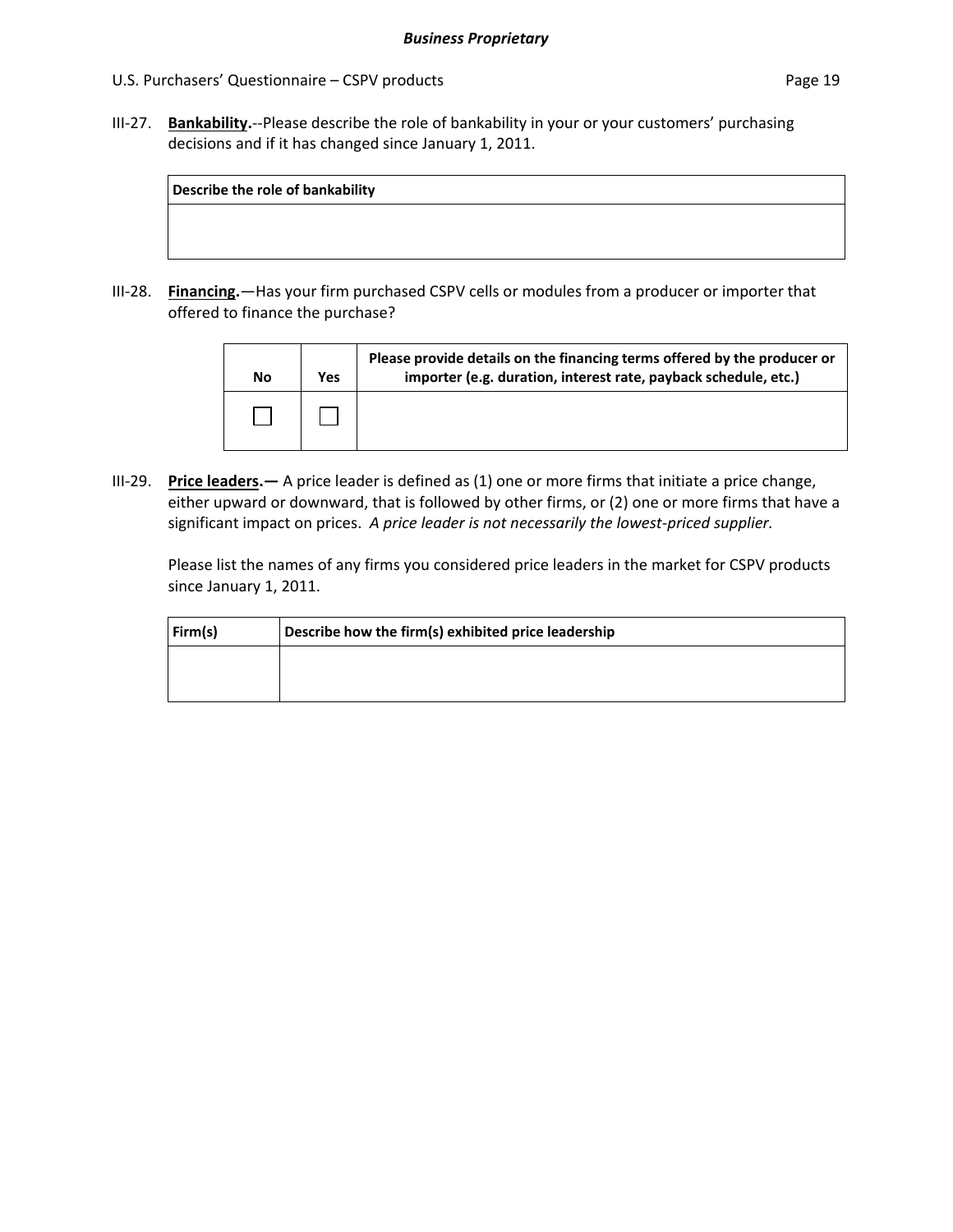III-27. **Bankability.**--Please describe the role of bankability in your or your customers' purchasing decisions and if it has changed since January 1, 2011.

| Describe the role of bankability |
|---|
| |

III-28. **Financing.**—Has your firm purchased CSPV cells or modules from a producer or importer that offered to finance the purchase?

| No | Yes | Please provide details on the financing terms offered by the producer or importer (e.g. duration, interest rate, payback schedule, etc.) |
|---|---|---|
| ☐ | ☐ | |

III-29. **Price leaders.—** A price leader is defined as (1) one or more firms that initiate a price change, either upward or downward, that is followed by other firms, or (2) one or more firms that have a significant impact on prices. *A price leader is not necessarily the lowest-priced supplier.*

Please list the names of any firms you considered price leaders in the market for CSPV products since January 1, 2011.

| Firm(s) | Describe how the firm(s) exhibited price leadership |
|---|---|
| | |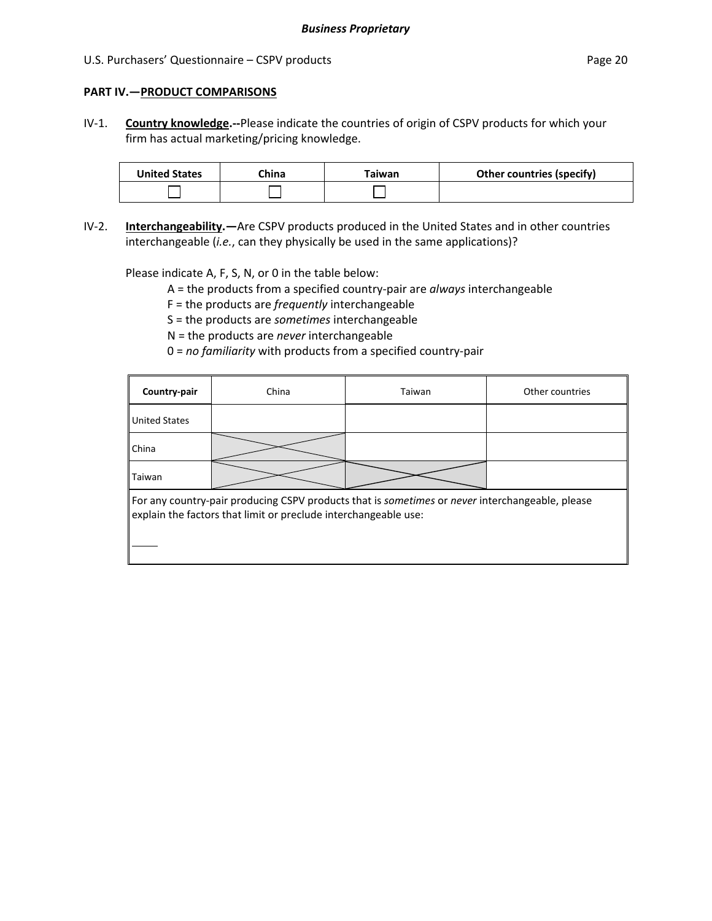**PART IV.—PRODUCT COMPARISONS**

IV-1. **Country knowledge.--**Please indicate the countries of origin of CSPV products for which your firm has actual marketing/pricing knowledge.

| United States | China | Taiwan | Other countries (specify) |
|---|---|---|---|
| ☐ | ☐ | ☐ | |

IV-2. **Interchangeability.—**Are CSPV products produced in the United States and in other countries interchangeable (*i.e.*, can they physically be used in the same applications)?

Please indicate A, F, S, N, or 0 in the table below:

A = the products from a specified country-pair are *always* interchangeable
F = the products are *frequently* interchangeable
S = the products are *sometimes* interchangeable
N = the products are *never* interchangeable
0 = *no familiarity* with products from a specified country-pair

| Country-pair | China | Taiwan | Other countries |
|---|---|---|---|
| United States | | | |
| China | X | | |
| Taiwan | X | X | |

For any country-pair producing CSPV products that is *sometimes* or *never* interchangeable, please explain the factors that limit or preclude interchangeable use:

_____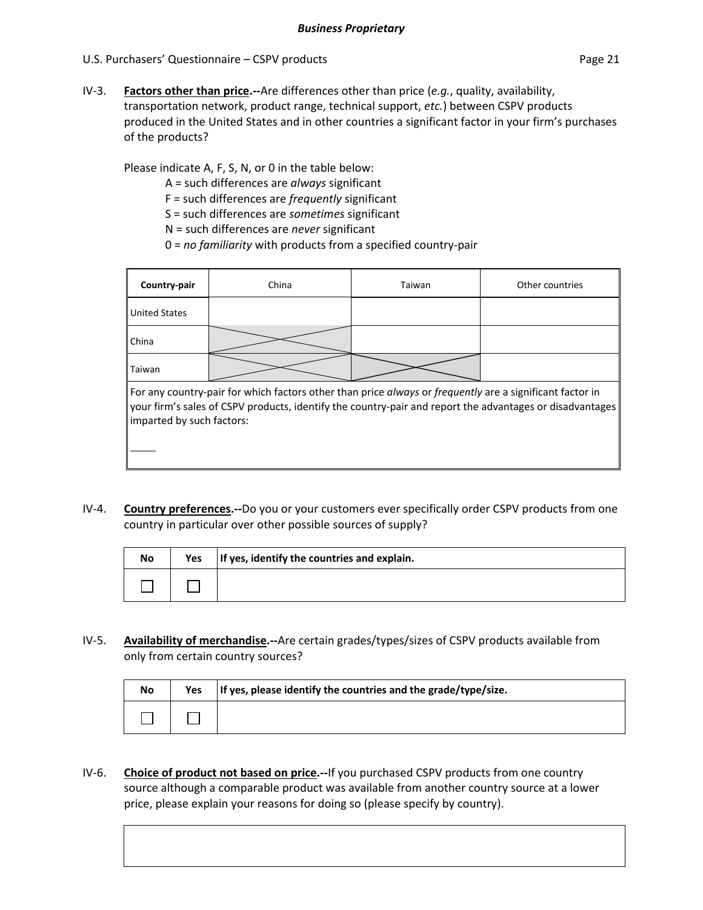IV-3. **Factors other than price.--**Are differences other than price (*e.g.*, quality, availability, transportation network, product range, technical support, *etc.*) between CSPV products produced in the United States and in other countries a significant factor in your firm's purchases of the products?

Please indicate A, F, S, N, or 0 in the table below:

- A = such differences are *always* significant
- F = such differences are *frequently* significant
- S = such differences are *sometimes* significant
- N = such differences are *never* significant
- 0 = *no familiarity* with products from a specified country-pair

| **Country-pair** | China | Taiwan | Other countries |
|---|---|---|---|
| United States | | | |
| China | X | | |
| Taiwan | X | X | |

For any country-pair for which factors other than price *always* or *frequently* are a significant factor in your firm's sales of CSPV products, identify the country-pair and report the advantages or disadvantages imparted by such factors:

_____

IV-4. **Country preferences.--**Do you or your customers ever specifically order CSPV products from one country in particular over other possible sources of supply?

| No | Yes | If yes, identify the countries and explain. |
|---|---|---|
| ☐ | ☐ | |

IV-5. **Availability of merchandise.--**Are certain grades/types/sizes of CSPV products available from only from certain country sources?

| No | Yes | If yes, please identify the countries and the grade/type/size. |
|---|---|---|
| ☐ | ☐ | |

IV-6. **Choice of product not based on price.--**If you purchased CSPV products from one country source although a comparable product was available from another country source at a lower price, please explain your reasons for doing so (please specify by country).

| |
|---|
| |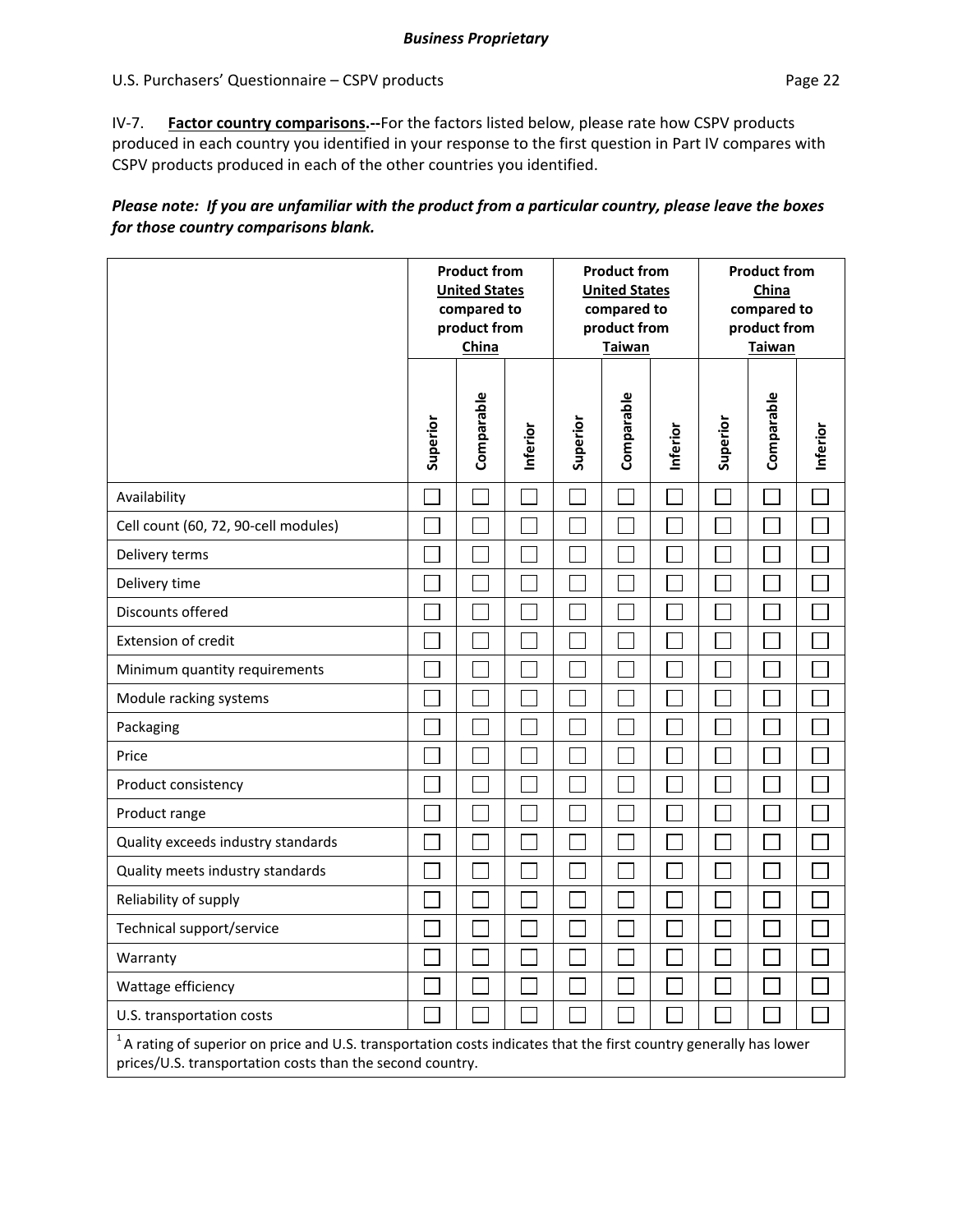**Business Proprietary**

U.S. Purchasers' Questionnaire – CSPV products

IV-7. **Factor country comparisons.--**For the factors listed below, please rate how CSPV products produced in each country you identified in your response to the first question in Part IV compares with CSPV products produced in each of the other countries you identified.

***Please note: If you are unfamiliar with the product from a particular country, please leave the boxes for those country comparisons blank.***

| | Product from United States compared to product from China | | | Product from United States compared to product from Taiwan | | | Product from China compared to product from Taiwan | | |
|---|---|---|---|---|---|---|---|---|---|
| | Superior | Comparable | Inferior | Superior | Comparable | Inferior | Superior | Comparable | Inferior |
| Availability | ☐ | ☐ | ☐ | ☐ | ☐ | ☐ | ☐ | ☐ | ☐ |
| Cell count (60, 72, 90-cell modules) | ☐ | ☐ | ☐ | ☐ | ☐ | ☐ | ☐ | ☐ | ☐ |
| Delivery terms | ☐ | ☐ | ☐ | ☐ | ☐ | ☐ | ☐ | ☐ | ☐ |
| Delivery time | ☐ | ☐ | ☐ | ☐ | ☐ | ☐ | ☐ | ☐ | ☐ |
| Discounts offered | ☐ | ☐ | ☐ | ☐ | ☐ | ☐ | ☐ | ☐ | ☐ |
| Extension of credit | ☐ | ☐ | ☐ | ☐ | ☐ | ☐ | ☐ | ☐ | ☐ |
| Minimum quantity requirements | ☐ | ☐ | ☐ | ☐ | ☐ | ☐ | ☐ | ☐ | ☐ |
| Module racking systems | ☐ | ☐ | ☐ | ☐ | ☐ | ☐ | ☐ | ☐ | ☐ |
| Packaging | ☐ | ☐ | ☐ | ☐ | ☐ | ☐ | ☐ | ☐ | ☐ |
| Price | ☐ | ☐ | ☐ | ☐ | ☐ | ☐ | ☐ | ☐ | ☐ |
| Product consistency | ☐ | ☐ | ☐ | ☐ | ☐ | ☐ | ☐ | ☐ | ☐ |
| Product range | ☐ | ☐ | ☐ | ☐ | ☐ | ☐ | ☐ | ☐ | ☐ |
| Quality exceeds industry standards | ☐ | ☐ | ☐ | ☐ | ☐ | ☐ | ☐ | ☐ | ☐ |
| Quality meets industry standards | ☐ | ☐ | ☐ | ☐ | ☐ | ☐ | ☐ | ☐ | ☐ |
| Reliability of supply | ☐ | ☐ | ☐ | ☐ | ☐ | ☐ | ☐ | ☐ | ☐ |
| Technical support/service | ☐ | ☐ | ☐ | ☐ | ☐ | ☐ | ☐ | ☐ | ☐ |
| Warranty | ☐ | ☐ | ☐ | ☐ | ☐ | ☐ | ☐ | ☐ | ☐ |
| Wattage efficiency | ☐ | ☐ | ☐ | ☐ | ☐ | ☐ | ☐ | ☐ | ☐ |
| U.S. transportation costs | ☐ | ☐ | ☐ | ☐ | ☐ | ☐ | ☐ | ☐ | ☐ |

[1] A rating of superior on price and U.S. transportation costs indicates that the first country generally has lower prices/U.S. transportation costs than the second country.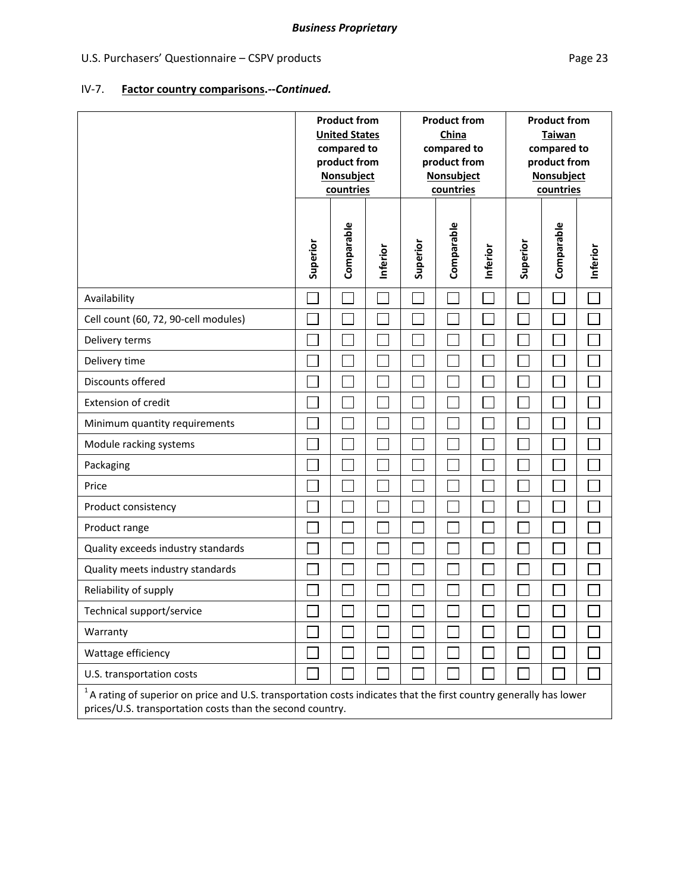**Business Proprietary**

U.S. Purchasers' Questionnaire – CSPV products

IV-7. **Factor country comparisons.--*Continued.***

| | Product from **United States** compared to product from **Nonsubject countries** | | | Product from **China** compared to product from **Nonsubject countries** | | | Product from **Taiwan** compared to product from **Nonsubject countries** | | |
|---|---|---|---|---|---|---|---|---|---|
| | Superior | Comparable | Inferior | Superior | Comparable | Inferior | Superior | Comparable | Inferior |
| Availability | ☐ | ☐ | ☐ | ☐ | ☐ | ☐ | ☐ | ☐ | ☐ |
| Cell count (60, 72, 90-cell modules) | ☐ | ☐ | ☐ | ☐ | ☐ | ☐ | ☐ | ☐ | ☐ |
| Delivery terms | ☐ | ☐ | ☐ | ☐ | ☐ | ☐ | ☐ | ☐ | ☐ |
| Delivery time | ☐ | ☐ | ☐ | ☐ | ☐ | ☐ | ☐ | ☐ | ☐ |
| Discounts offered | ☐ | ☐ | ☐ | ☐ | ☐ | ☐ | ☐ | ☐ | ☐ |
| Extension of credit | ☐ | ☐ | ☐ | ☐ | ☐ | ☐ | ☐ | ☐ | ☐ |
| Minimum quantity requirements | ☐ | ☐ | ☐ | ☐ | ☐ | ☐ | ☐ | ☐ | ☐ |
| Module racking systems | ☐ | ☐ | ☐ | ☐ | ☐ | ☐ | ☐ | ☐ | ☐ |
| Packaging | ☐ | ☐ | ☐ | ☐ | ☐ | ☐ | ☐ | ☐ | ☐ |
| Price | ☐ | ☐ | ☐ | ☐ | ☐ | ☐ | ☐ | ☐ | ☐ |
| Product consistency | ☐ | ☐ | ☐ | ☐ | ☐ | ☐ | ☐ | ☐ | ☐ |
| Product range | ☐ | ☐ | ☐ | ☐ | ☐ | ☐ | ☐ | ☐ | ☐ |
| Quality exceeds industry standards | ☐ | ☐ | ☐ | ☐ | ☐ | ☐ | ☐ | ☐ | ☐ |
| Quality meets industry standards | ☐ | ☐ | ☐ | ☐ | ☐ | ☐ | ☐ | ☐ | ☐ |
| Reliability of supply | ☐ | ☐ | ☐ | ☐ | ☐ | ☐ | ☐ | ☐ | ☐ |
| Technical support/service | ☐ | ☐ | ☐ | ☐ | ☐ | ☐ | ☐ | ☐ | ☐ |
| Warranty | ☐ | ☐ | ☐ | ☐ | ☐ | ☐ | ☐ | ☐ | ☐ |
| Wattage efficiency | ☐ | ☐ | ☐ | ☐ | ☐ | ☐ | ☐ | ☐ | ☐ |
| U.S. transportation costs | ☐ | ☐ | ☐ | ☐ | ☐ | ☐ | ☐ | ☐ | ☐ |

[1] A rating of superior on price and U.S. transportation costs indicates that the first country generally has lower prices/U.S. transportation costs than the second country.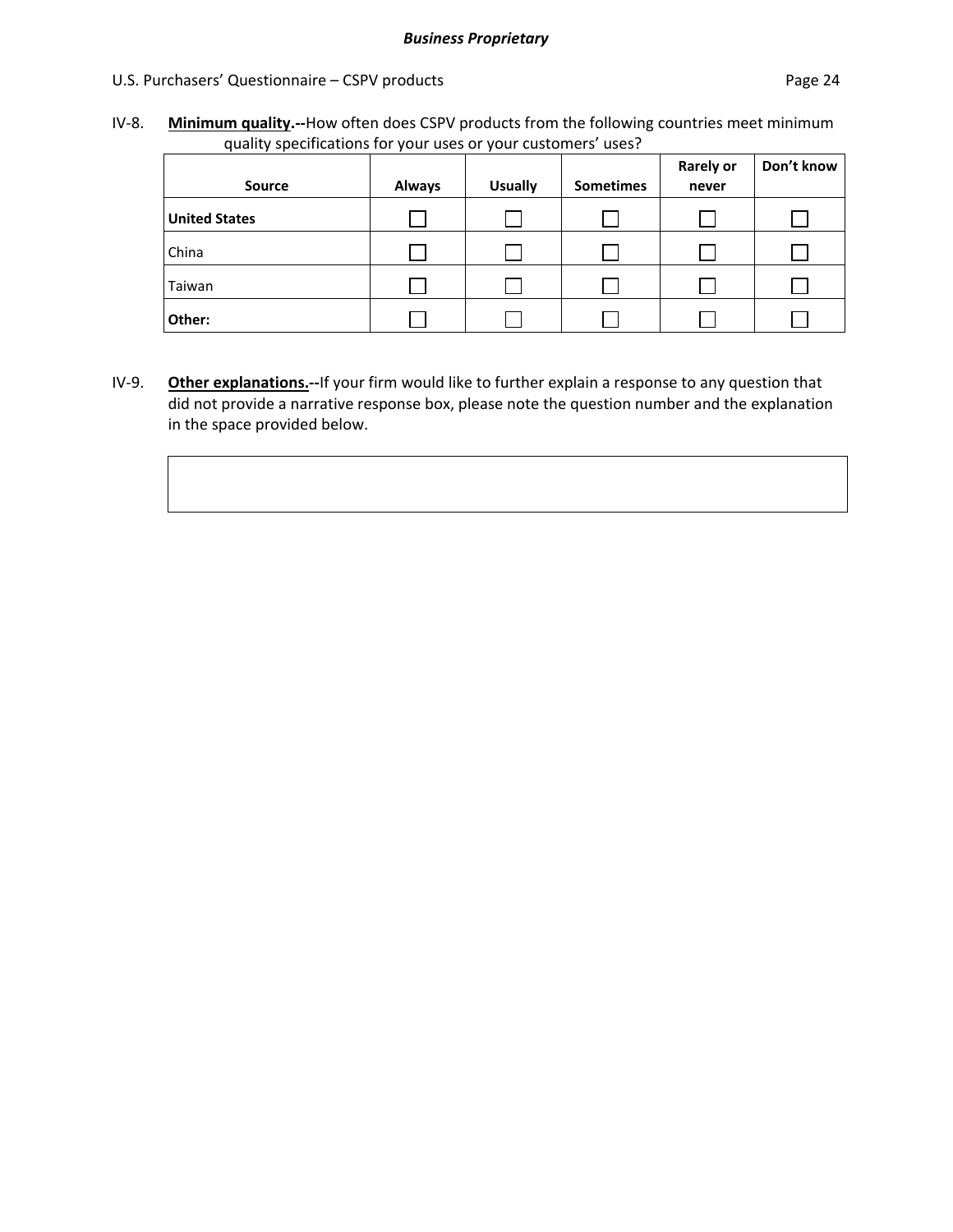IV-8. **Minimum quality.--**How often does CSPV products from the following countries meet minimum quality specifications for your uses or your customers' uses?

| Source | Always | Usually | Sometimes | Rarely or never | Don't know |
|---|---|---|---|---|---|
| **United States** | ☐ | ☐ | ☐ | ☐ | ☐ |
| China | ☐ | ☐ | ☐ | ☐ | ☐ |
| Taiwan | ☐ | ☐ | ☐ | ☐ | ☐ |
| **Other:** | ☐ | ☐ | ☐ | ☐ | ☐ |

IV-9. **Other explanations.--**If your firm would like to further explain a response to any question that did not provide a narrative response box, please note the question number and the explanation in the space provided below.

| |
|---|
| |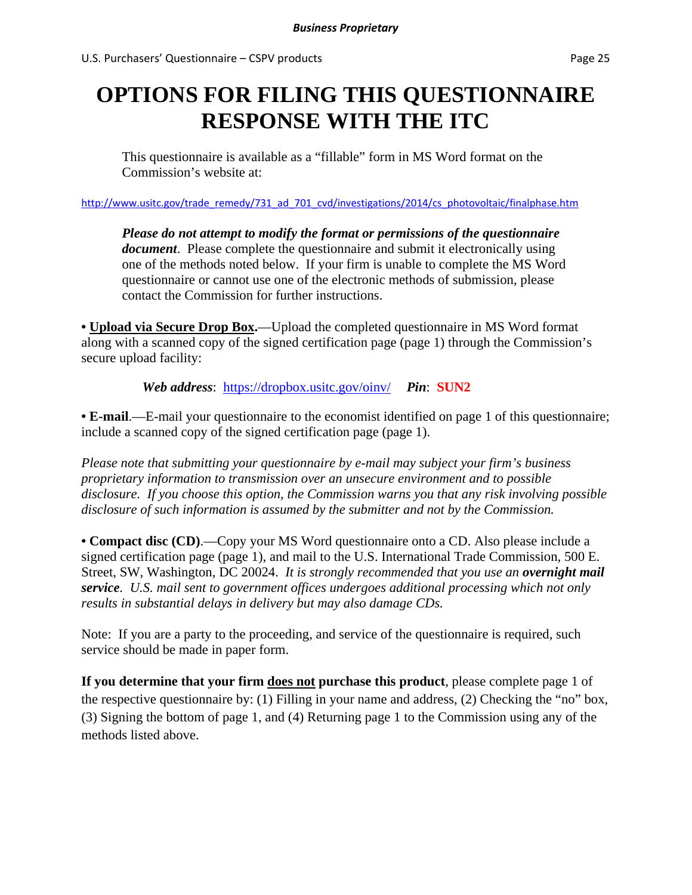# OPTIONS FOR FILING THIS QUESTIONNAIRE RESPONSE WITH THE ITC

This questionnaire is available as a "fillable" form in MS Word format on the Commission's website at:

http://www.usitc.gov/trade_remedy/731_ad_701_cvd/investigations/2014/cs_photovoltaic/finalphase.htm

***Please do not attempt to modify the format or permissions of the questionnaire document***. Please complete the questionnaire and submit it electronically using one of the methods noted below. If your firm is unable to complete the MS Word questionnaire or cannot use one of the electronic methods of submission, please contact the Commission for further instructions.

• **Upload via Secure Drop Box.**—Upload the completed questionnaire in MS Word format along with a scanned copy of the signed certification page (page 1) through the Commission's secure upload facility:

***Web address***: https://dropbox.usitc.gov/oinv/ ***Pin***: **SUN2**

• **E-mail**.—E-mail your questionnaire to the economist identified on page 1 of this questionnaire; include a scanned copy of the signed certification page (page 1).

*Please note that submitting your questionnaire by e-mail may subject your firm's business proprietary information to transmission over an unsecure environment and to possible disclosure. If you choose this option, the Commission warns you that any risk involving possible disclosure of such information is assumed by the submitter and not by the Commission.*

• **Compact disc (CD)**.—Copy your MS Word questionnaire onto a CD. Also please include a signed certification page (page 1), and mail to the U.S. International Trade Commission, 500 E. Street, SW, Washington, DC 20024. *It is strongly recommended that you use an **overnight mail service**. U.S. mail sent to government offices undergoes additional processing which not only results in substantial delays in delivery but may also damage CDs.*

Note: If you are a party to the proceeding, and service of the questionnaire is required, such service should be made in paper form.

**If you determine that your firm <u>does not</u> purchase this product**, please complete page 1 of the respective questionnaire by: (1) Filling in your name and address, (2) Checking the "no" box, (3) Signing the bottom of page 1, and (4) Returning page 1 to the Commission using any of the methods listed above.